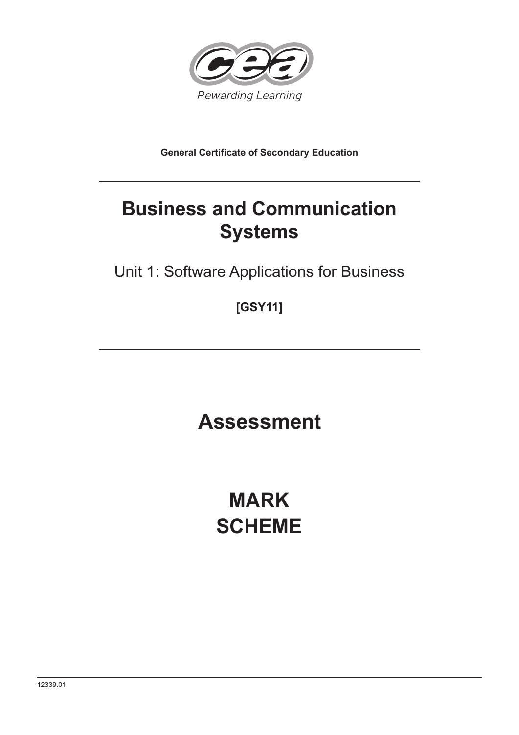Rewarding Learning

**General Certificate of Secondary Education**

# Business and Communication Systems

Unit 1: Software Applications for Business

**[GSY11]**

# Assessment

# MARK SCHEME

12339.01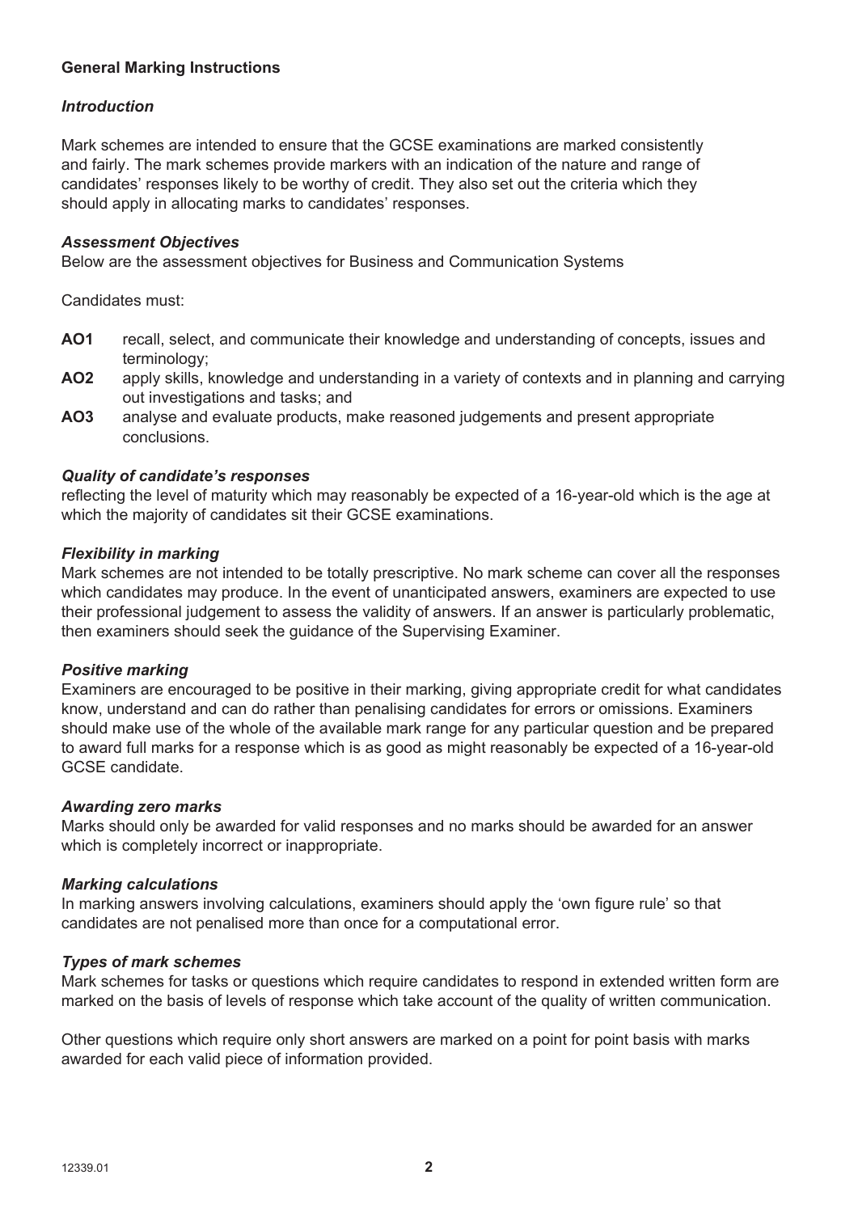**General Marking Instructions**

***Introduction***

Mark schemes are intended to ensure that the GCSE examinations are marked consistently and fairly. The mark schemes provide markers with an indication of the nature and range of candidates' responses likely to be worthy of credit. They also set out the criteria which they should apply in allocating marks to candidates' responses.

***Assessment Objectives***

Below are the assessment objectives for Business and Communication Systems

Candidates must:

- **AO1** recall, select, and communicate their knowledge and understanding of concepts, issues and terminology;
- **AO2** apply skills, knowledge and understanding in a variety of contexts and in planning and carrying out investigations and tasks; and
- **AO3** analyse and evaluate products, make reasoned judgements and present appropriate conclusions.

***Quality of candidate's responses***

reflecting the level of maturity which may reasonably be expected of a 16-year-old which is the age at which the majority of candidates sit their GCSE examinations.

***Flexibility in marking***

Mark schemes are not intended to be totally prescriptive. No mark scheme can cover all the responses which candidates may produce. In the event of unanticipated answers, examiners are expected to use their professional judgement to assess the validity of answers. If an answer is particularly problematic, then examiners should seek the guidance of the Supervising Examiner.

***Positive marking***

Examiners are encouraged to be positive in their marking, giving appropriate credit for what candidates know, understand and can do rather than penalising candidates for errors or omissions. Examiners should make use of the whole of the available mark range for any particular question and be prepared to award full marks for a response which is as good as might reasonably be expected of a 16-year-old GCSE candidate.

***Awarding zero marks***

Marks should only be awarded for valid responses and no marks should be awarded for an answer which is completely incorrect or inappropriate.

***Marking calculations***

In marking answers involving calculations, examiners should apply the 'own figure rule' so that candidates are not penalised more than once for a computational error.

***Types of mark schemes***

Mark schemes for tasks or questions which require candidates to respond in extended written form are marked on the basis of levels of response which take account of the quality of written communication.

Other questions which require only short answers are marked on a point for point basis with marks awarded for each valid piece of information provided.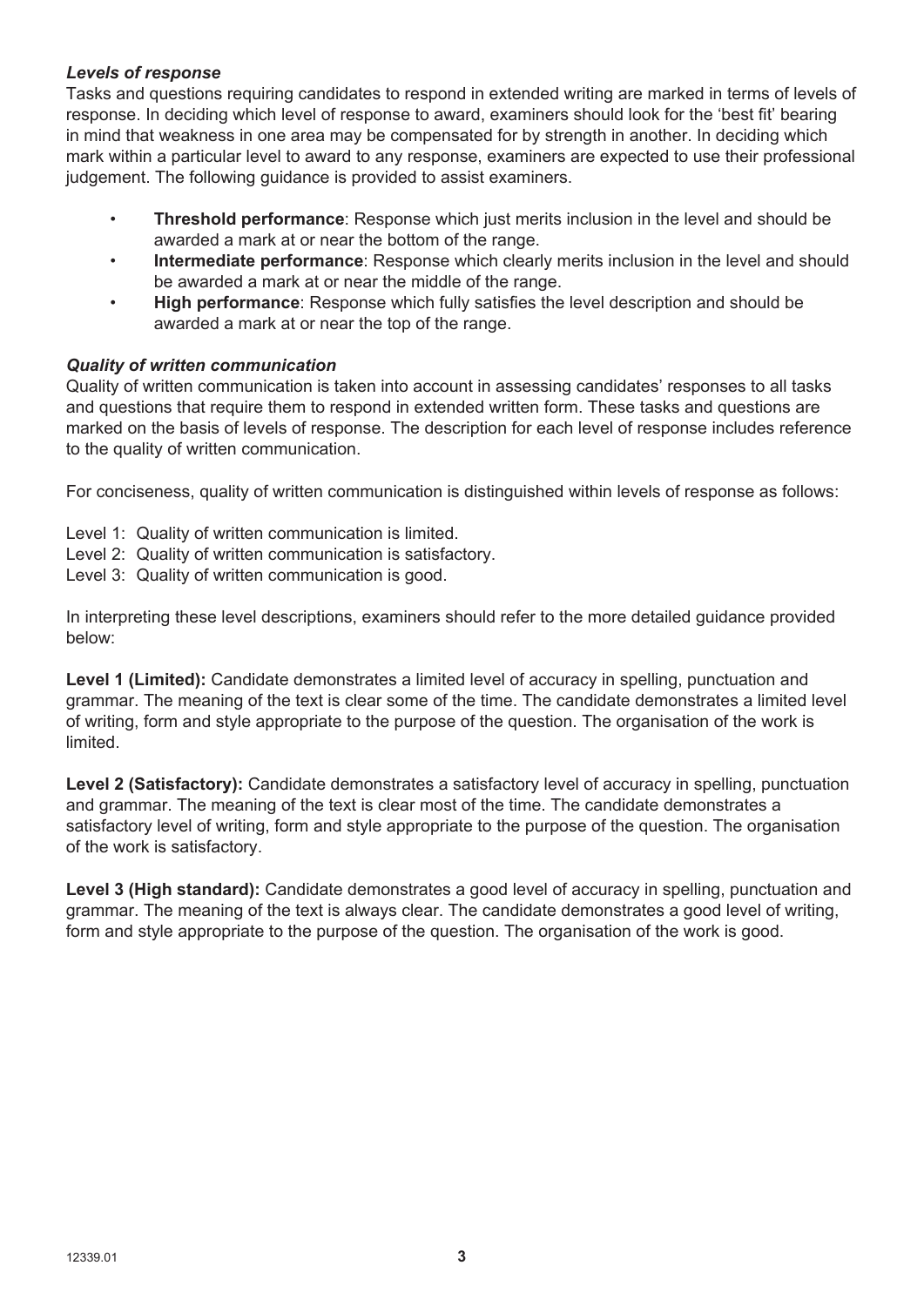***Levels of response***

Tasks and questions requiring candidates to respond in extended writing are marked in terms of levels of response. In deciding which level of response to award, examiners should look for the 'best fit' bearing in mind that weakness in one area may be compensated for by strength in another. In deciding which mark within a particular level to award to any response, examiners are expected to use their professional judgement. The following guidance is provided to assist examiners.

- **Threshold performance**: Response which just merits inclusion in the level and should be awarded a mark at or near the bottom of the range.
- **Intermediate performance**: Response which clearly merits inclusion in the level and should be awarded a mark at or near the middle of the range.
- **High performance**: Response which fully satisfies the level description and should be awarded a mark at or near the top of the range.

***Quality of written communication***

Quality of written communication is taken into account in assessing candidates' responses to all tasks and questions that require them to respond in extended written form. These tasks and questions are marked on the basis of levels of response. The description for each level of response includes reference to the quality of written communication.

For conciseness, quality of written communication is distinguished within levels of response as follows:

Level 1: Quality of written communication is limited.
Level 2: Quality of written communication is satisfactory.
Level 3: Quality of written communication is good.

In interpreting these level descriptions, examiners should refer to the more detailed guidance provided below:

**Level 1 (Limited):** Candidate demonstrates a limited level of accuracy in spelling, punctuation and grammar. The meaning of the text is clear some of the time. The candidate demonstrates a limited level of writing, form and style appropriate to the purpose of the question. The organisation of the work is limited.

**Level 2 (Satisfactory):** Candidate demonstrates a satisfactory level of accuracy in spelling, punctuation and grammar. The meaning of the text is clear most of the time. The candidate demonstrates a satisfactory level of writing, form and style appropriate to the purpose of the question. The organisation of the work is satisfactory.

**Level 3 (High standard):** Candidate demonstrates a good level of accuracy in spelling, punctuation and grammar. The meaning of the text is always clear. The candidate demonstrates a good level of writing, form and style appropriate to the purpose of the question. The organisation of the work is good.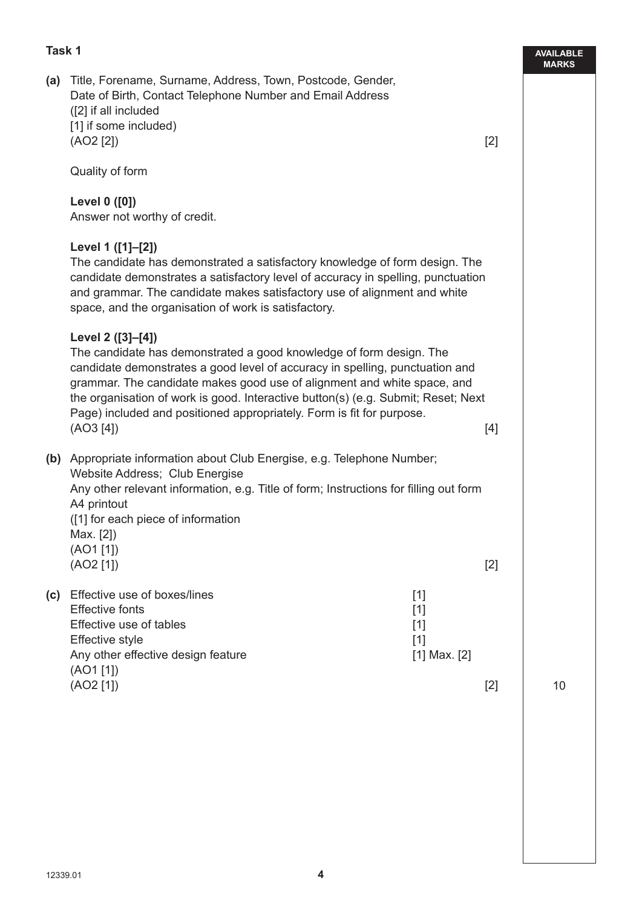**Task 1**

AVAILABLE MARKS

**(a)** Title, Forename, Surname, Address, Town, Postcode, Gender, Date of Birth, Contact Telephone Number and Email Address
([2] if all included
[1] if some included)
(AO2 [2]) [2]

Quality of form

**Level 0 ([0])**
Answer not worthy of credit.

**Level 1 ([1]–[2])**
The candidate has demonstrated a satisfactory knowledge of form design. The candidate demonstrates a satisfactory level of accuracy in spelling, punctuation and grammar. The candidate makes satisfactory use of alignment and white space, and the organisation of work is satisfactory.

**Level 2 ([3]–[4])**
The candidate has demonstrated a good knowledge of form design. The candidate demonstrates a good level of accuracy in spelling, punctuation and grammar. The candidate makes good use of alignment and white space, and the organisation of work is good. Interactive button(s) (e.g. Submit; Reset; Next Page) included and positioned appropriately. Form is fit for purpose.
(AO3 [4]) [4]

**(b)** Appropriate information about Club Energise, e.g. Telephone Number; Website Address; Club Energise
Any other relevant information, e.g. Title of form; Instructions for filling out form
A4 printout
([1] for each piece of information
Max. [2])
(AO1 [1])
(AO2 [1]) [2]

**(c)** Effective use of boxes/lines [1]
Effective fonts [1]
Effective use of tables [1]
Effective style [1]
Any other effective design feature [1] Max. [2]
(AO1 [1])
(AO2 [1]) [2]

10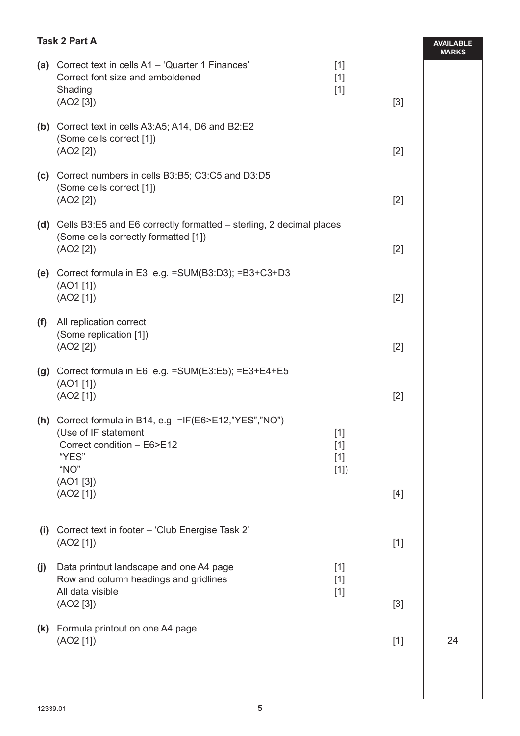**Task 2 Part A**

AVAILABLE MARKS

**(a)** Correct text in cells A1 – 'Quarter 1 Finances' [1]
Correct font size and emboldened [1]
Shading [1]
(AO2 [3]) [3]

**(b)** Correct text in cells A3:A5; A14, D6 and B2:E2
(Some cells correct [1])
(AO2 [2]) [2]

**(c)** Correct numbers in cells B3:B5; C3:C5 and D3:D5
(Some cells correct [1])
(AO2 [2]) [2]

**(d)** Cells B3:E5 and E6 correctly formatted – sterling, 2 decimal places
(Some cells correctly formatted [1])
(AO2 [2]) [2]

**(e)** Correct formula in E3, e.g. =SUM(B3:D3); =B3+C3+D3
(AO1 [1])
(AO2 [1]) [2]

**(f)** All replication correct
(Some replication [1])
(AO2 [2]) [2]

**(g)** Correct formula in E6, e.g. =SUM(E3:E5); =E3+E4+E5
(AO1 [1])
(AO2 [1]) [2]

**(h)** Correct formula in B14, e.g. =IF(E6>E12,"YES","NO")
(Use of IF statement [1]
Correct condition – E6>E12 [1]
"YES" [1]
"NO" [1])
(AO1 [3])
(AO2 [1]) [4]

**(i)** Correct text in footer – 'Club Energise Task 2'
(AO2 [1]) [1]

**(j)** Data printout landscape and one A4 page [1]
Row and column headings and gridlines [1]
All data visible [1]
(AO2 [3]) [3]

**(k)** Formula printout on one A4 page
(AO2 [1]) [1]

24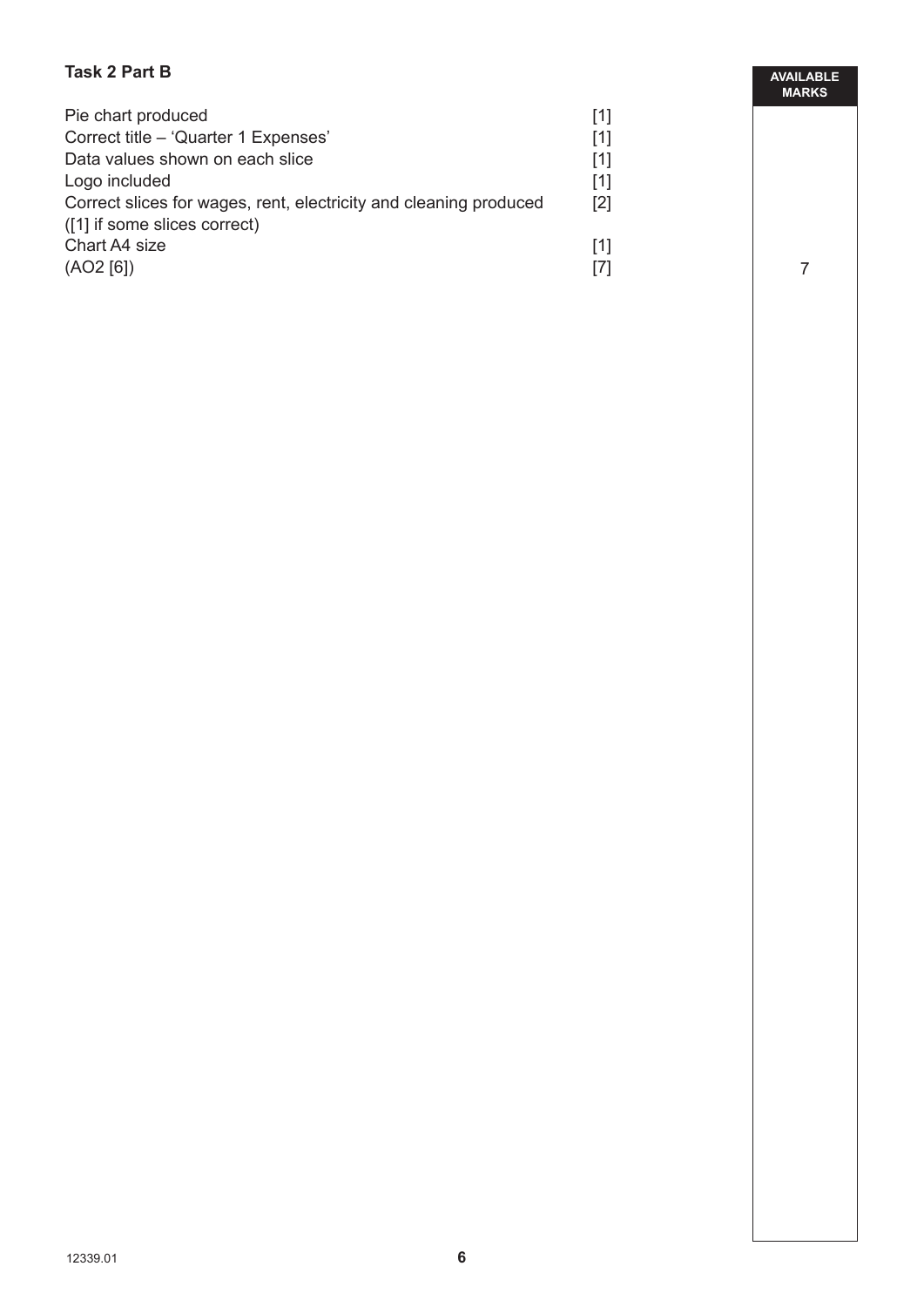**Task 2 Part B**

| | | AVAILABLE MARKS |
|---|---|---|
| Pie chart produced | [1] | |
| Correct title – 'Quarter 1 Expenses' | [1] | |
| Data values shown on each slice | [1] | |
| Logo included | [1] | |
| Correct slices for wages, rent, electricity and cleaning produced ([1] if some slices correct) | [2] | |
| Chart A4 size | [1] | |
| (AO2 [6]) | [7] | 7 |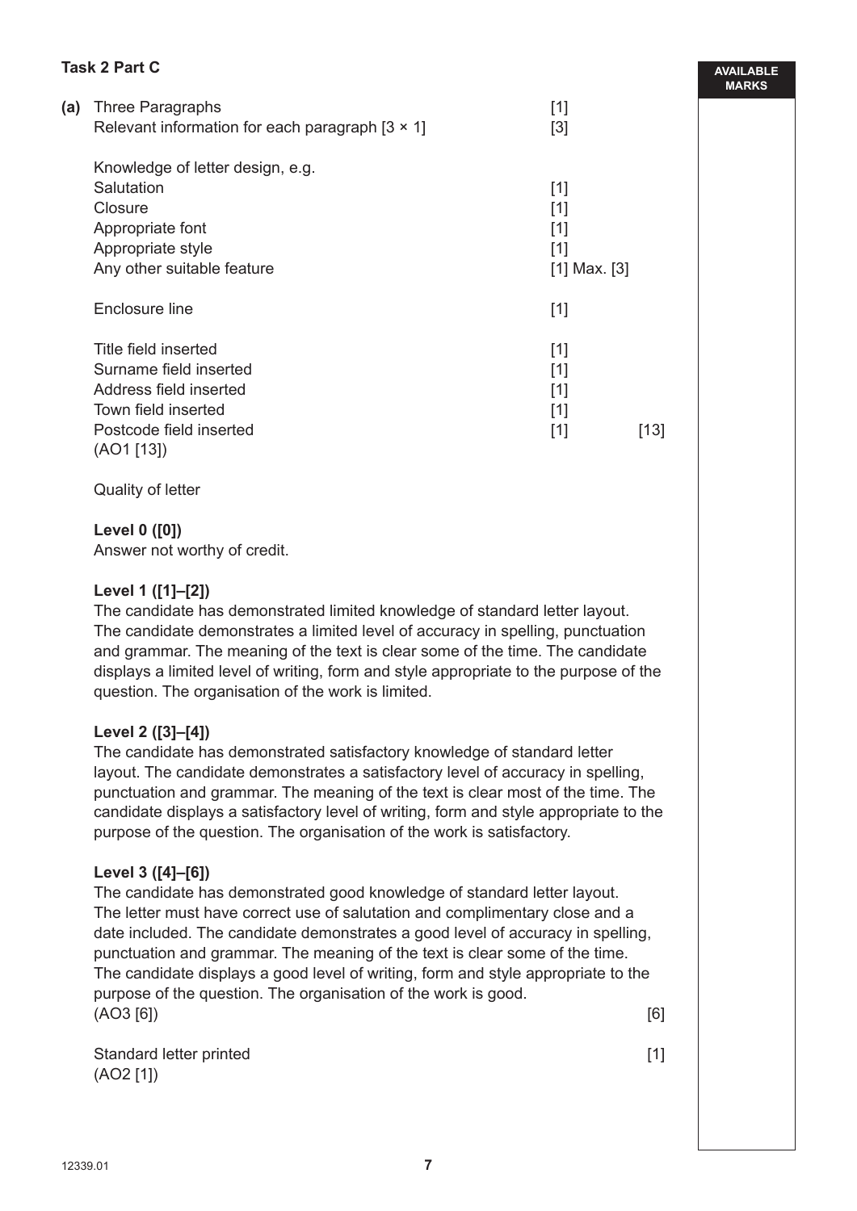**Task 2 Part C**

AVAILABLE MARKS

**(a)** Three Paragraphs [1]
Relevant information for each paragraph [3 × 1] [3]

Knowledge of letter design, e.g.
Salutation [1]
Closure [1]
Appropriate font [1]
Appropriate style [1]
Any other suitable feature [1] Max. [3]

Enclosure line [1]

Title field inserted [1]
Surname field inserted [1]
Address field inserted [1]
Town field inserted [1]
Postcode field inserted [1] [13]
(AO1 [13])

Quality of letter

**Level 0 ([0])**
Answer not worthy of credit.

**Level 1 ([1]–[2])**
The candidate has demonstrated limited knowledge of standard letter layout. The candidate demonstrates a limited level of accuracy in spelling, punctuation and grammar. The meaning of the text is clear some of the time. The candidate displays a limited level of writing, form and style appropriate to the purpose of the question. The organisation of the work is limited.

**Level 2 ([3]–[4])**
The candidate has demonstrated satisfactory knowledge of standard letter layout. The candidate demonstrates a satisfactory level of accuracy in spelling, punctuation and grammar. The meaning of the text is clear most of the time. The candidate displays a satisfactory level of writing, form and style appropriate to the purpose of the question. The organisation of the work is satisfactory.

**Level 3 ([4]–[6])**
The candidate has demonstrated good knowledge of standard letter layout. The letter must have correct use of salutation and complimentary close and a date included. The candidate demonstrates a good level of accuracy in spelling, punctuation and grammar. The meaning of the text is clear some of the time. The candidate displays a good level of writing, form and style appropriate to the purpose of the question. The organisation of the work is good.
(AO3 [6]) [6]

Standard letter printed [1]
(AO2 [1])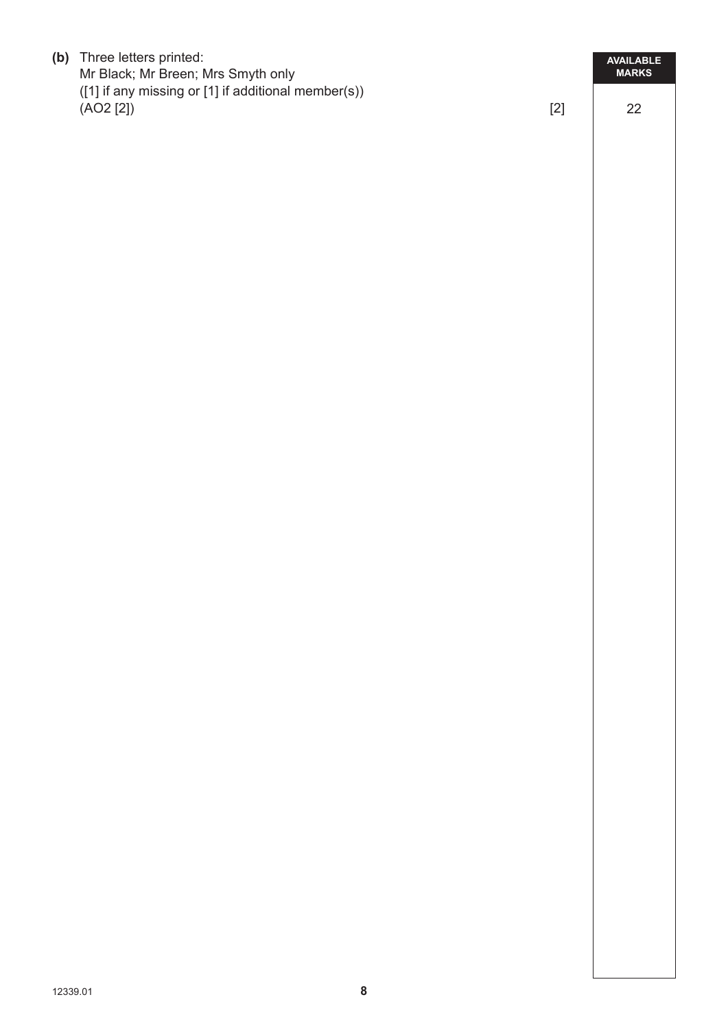**(b)** Three letters printed:
Mr Black; Mr Breen; Mrs Smyth only
([1] if any missing or [1] if additional member(s))
(AO2 [2]) [2]

AVAILABLE MARKS: 22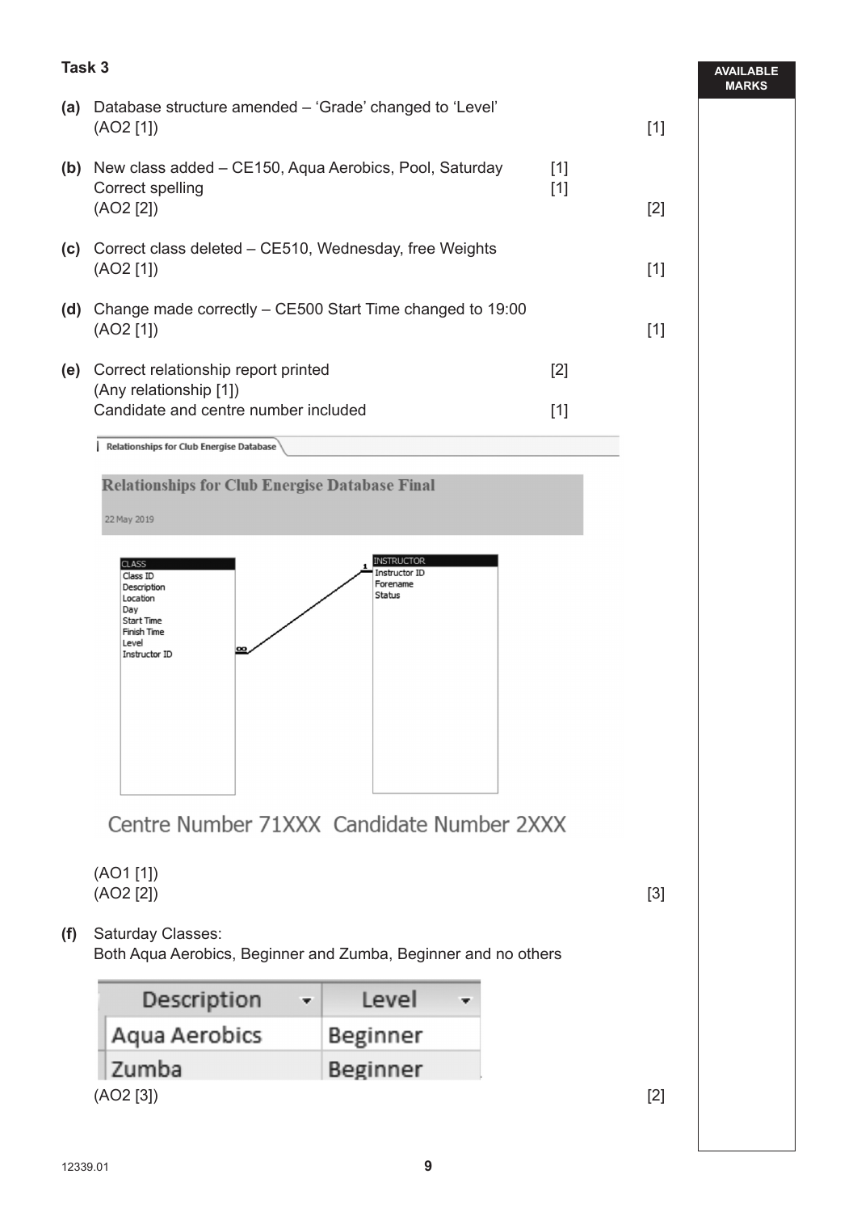## Task 3

**AVAILABLE MARKS**

**(a)** Database structure amended – 'Grade' changed to 'Level'
(AO2 [1]) [1]

**(b)** New class added – CE150, Aqua Aerobics, Pool, Saturday [1]
Correct spelling [1]
(AO2 [2]) [2]

**(c)** Correct class deleted – CE510, Wednesday, free Weights
(AO2 [1]) [1]

**(d)** Change made correctly – CE500 Start Time changed to 19:00
(AO2 [1]) [1]

**(e)** Correct relationship report printed [2]
(Any relationship [1])
Candidate and centre number included [1]

Relationships for Club Energise Database

**Relationships for Club Energise Database Final**

22 May 2019

| CLASS |
|---|
| Class ID |
| Description |
| Location |
| Day |
| Start Time |
| Finish Time |
| Level |
| Instructor ID |

| INSTRUCTOR |
|---|
| Instructor ID |
| Forename |
| Status |

Relationship: INSTRUCTOR.Instructor ID (1) – CLASS.Instructor ID (∞)

Centre Number 71XXX Candidate Number 2XXX

(AO1 [1])
(AO2 [2]) [3]

**(f)** Saturday Classes:
Both Aqua Aerobics, Beginner and Zumba, Beginner and no others

| Description | Level |
|---|---|
| Aqua Aerobics | Beginner |
| Zumba | Beginner |

(AO2 [3]) [2]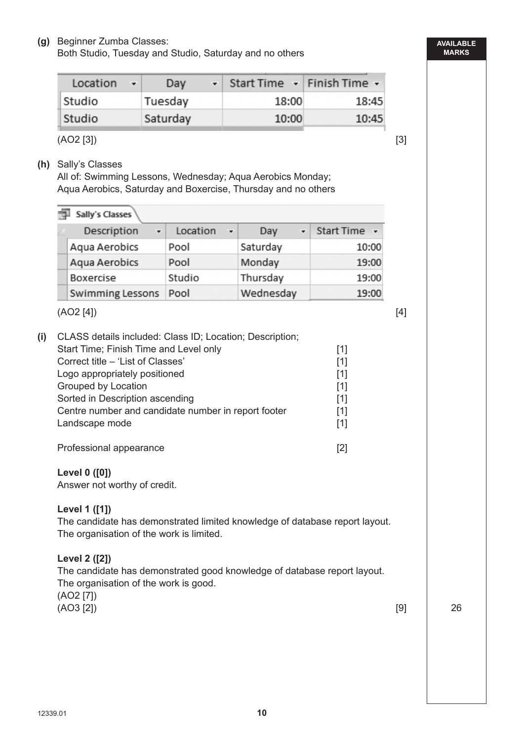**AVAILABLE MARKS**

**(g)** Beginner Zumba Classes:
Both Studio, Tuesday and Studio, Saturday and no others

| Location | Day | Start Time | Finish Time |
|---|---|---|---|
| Studio | Tuesday | 18:00 | 18:45 |
| Studio | Saturday | 10:00 | 10:45 |

(AO2 [3]) [3]

**(h)** Sally's Classes
All of: Swimming Lessons, Wednesday; Aqua Aerobics Monday;
Aqua Aerobics, Saturday and Boxercise, Thursday and no others

Sally's Classes

| Description | Location | Day | Start Time |
|---|---|---|---|
| Aqua Aerobics | Pool | Saturday | 10:00 |
| Aqua Aerobics | Pool | Monday | 19:00 |
| Boxercise | Studio | Thursday | 19:00 |
| Swimming Lessons | Pool | Wednesday | 19:00 |

(AO2 [4]) [4]

**(i)** CLASS details included: Class ID; Location; Description;
Start Time; Finish Time and Level only [1]
Correct title – 'List of Classes' [1]
Logo appropriately positioned [1]
Grouped by Location [1]
Sorted in Description ascending [1]
Centre number and candidate number in report footer [1]
Landscape mode [1]

Professional appearance [2]

**Level 0 ([0])**
Answer not worthy of credit.

**Level 1 ([1])**
The candidate has demonstrated limited knowledge of database report layout.
The organisation of the work is limited.

**Level 2 ([2])**
The candidate has demonstrated good knowledge of database report layout.
The organisation of the work is good.
(AO2 [7])
(AO3 [2]) [9]

26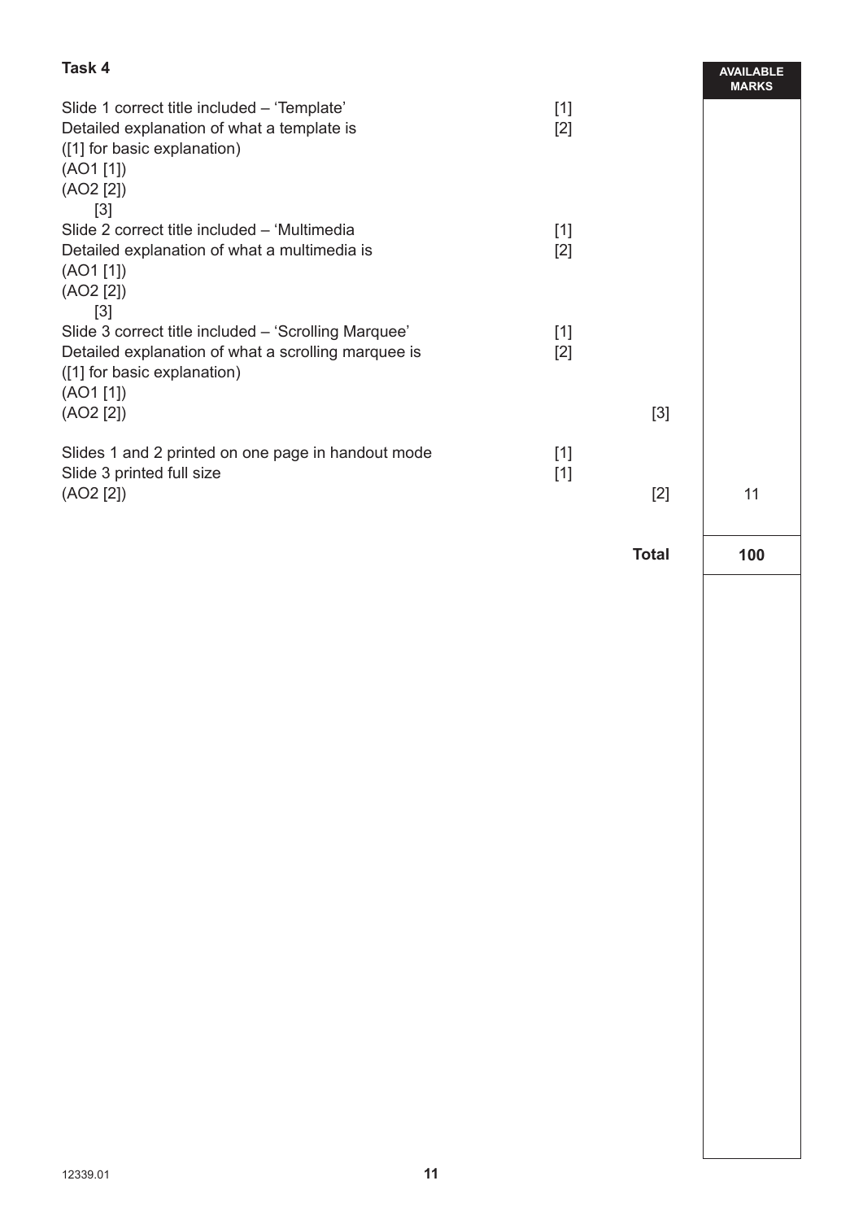**Task 4**

| | | | AVAILABLE MARKS |
|---|---|---|---|
| Slide 1 correct title included – 'Template' | [1] | | |
| Detailed explanation of what a template is | [2] | | |
| ([1] for basic explanation) | | | |
| (AO1 [1]) | | | |
| (AO2 [2]) | | | |
| [3] | | | |
| Slide 2 correct title included – 'Multimedia | [1] | | |
| Detailed explanation of what a multimedia is | [2] | | |
| (AO1 [1]) | | | |
| (AO2 [2]) | | | |
| [3] | | | |
| Slide 3 correct title included – 'Scrolling Marquee' | [1] | | |
| Detailed explanation of what a scrolling marquee is | [2] | | |
| ([1] for basic explanation) | | | |
| (AO1 [1]) | | | |
| (AO2 [2]) | | [3] | |
| Slides 1 and 2 printed on one page in handout mode | [1] | | |
| Slide 3 printed full size | [1] | | |
| (AO2 [2]) | | [2] | 11 |
| | | **Total** | **100** |

12339.01